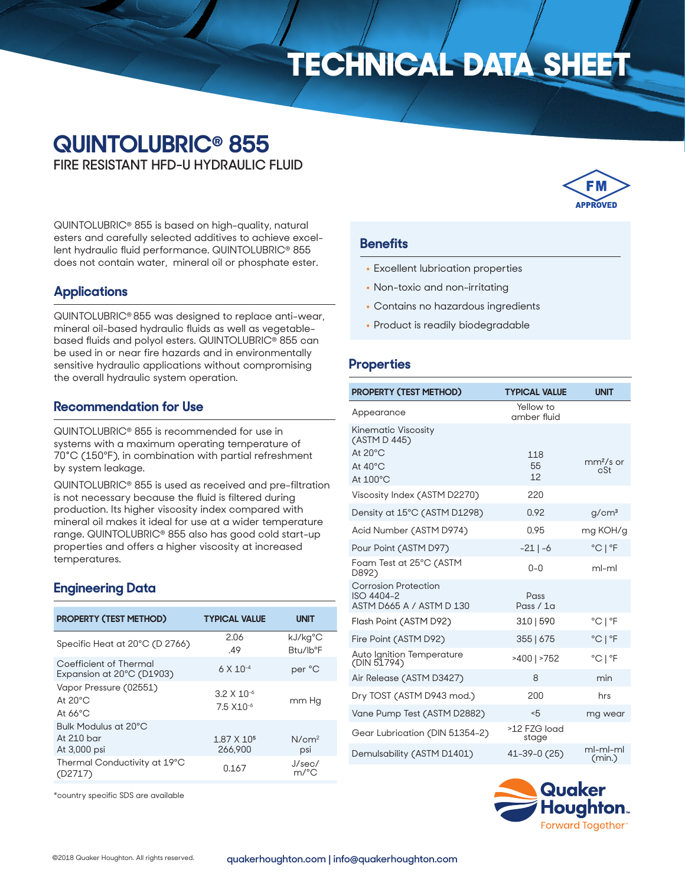// TECHNICAL DATA SHEET

# QUINTOLUBRIC® 855

## FIRE RESISTANT HFD-U HYDRAULIC FLUID

FM APPROVED

QUINTOLUBRIC® 855 is based on high-quality, natural esters and carefully selected additives to achieve excellent hydraulic fluid performance. QUINTOLUBRIC® 855 does not contain water, mineral oil or phosphate ester.

### Applications

QUINTOLUBRIC® 855 was designed to replace anti-wear, mineral oil-based hydraulic fluids as well as vegetable-based fluids and polyol esters. QUINTOLUBRIC® 855 can be used in or near fire hazards and in environmentally sensitive hydraulic applications without compromising the overall hydraulic system operation.

### Recommendation for Use

QUINTOLUBRIC® 855 is recommended for use in systems with a maximum operating temperature of 70°C (150°F), in combination with partial refreshment by system leakage.

QUINTOLUBRIC® 855 is used as received and pre-filtration is not necessary because the fluid is filtered during production. Its higher viscosity index compared with mineral oil makes it ideal for use at a wider temperature range. QUINTOLUBRIC® 855 also has good cold start-up properties and offers a higher viscosity at increased temperatures.

### Engineering Data

| PROPERTY (TEST METHOD) | TYPICAL VALUE | UNIT |
|---|---|---|
| Specific Heat at 20°C (D 2766) | 2.06<br>.49 | kJ/kg°C<br>Btu/lb°F |
| Coefficient of Thermal Expansion at 20°C (D1903) | $6 \times 10^{-4}$ | per °C |
| Vapor Pressure (02551)<br>At 20°C<br>At 66°C | $3.2 \times 10^{-6}$<br>$7.5 \times 10^{-6}$ | mm Hg |
| Bulk Modulus at 20°C<br>At 210 bar<br>At 3,000 psi | $1.87 \times 10^{5}$<br>266,900 | N/cm²<br>psi |
| Thermal Conductivity at 19°C (D2717) | 0.167 | J/sec/m/°C |

*country specific SDS are available

### Benefits

- Excellent lubrication properties
- Non-toxic and non-irritating
- Contains no hazardous ingredients
- Product is readily biodegradable

### Properties

| PROPERTY (TEST METHOD) | TYPICAL VALUE | UNIT |
|---|---|---|
| Appearance | Yellow to amber fluid | |
| Kinematic Viscosity (ASTM D 445)<br>At 20°C<br>At 40°C<br>At 100°C | 118<br>55<br>12 | mm²/s or cSt |
| Viscosity Index (ASTM D2270) | 220 | |
| Density at 15°C (ASTM D1298) | 0.92 | g/cm³ |
| Acid Number (ASTM D974) | 0.95 | mg KOH/g |
| Pour Point (ASTM D97) | -21 \| -6 | °C \| °F |
| Foam Test at 25°C (ASTM D892) | 0-0 | ml-ml |
| Corrosion Protection<br>ISO 4404-2<br>ASTM D665 A / ASTM D 130 | Pass<br>Pass / 1a | |
| Flash Point (ASTM D92) | 310 \| 590 | °C \| °F |
| Fire Point (ASTM D92) | 355 \| 675 | °C \| °F |
| Auto Ignition Temperature (DIN 51794) | >400 \| >752 | °C \| °F |
| Air Release (ASTM D3427) | 8 | min |
| Dry TOST (ASTM D943 mod.) | 200 | hrs |
| Vane Pump Test (ASTM D2882) | <5 | mg wear |
| Gear Lubrication (DIN 51354-2) | >12 FZG load stage | |
| Demulsability (ASTM D1401) | 41-39-0 (25) | ml-ml-ml (min.) |

Quaker Houghton. Forward Together™

©2018 Quaker Houghton. All rights reserved.

quakerhoughton.com | info@quakerhoughton.com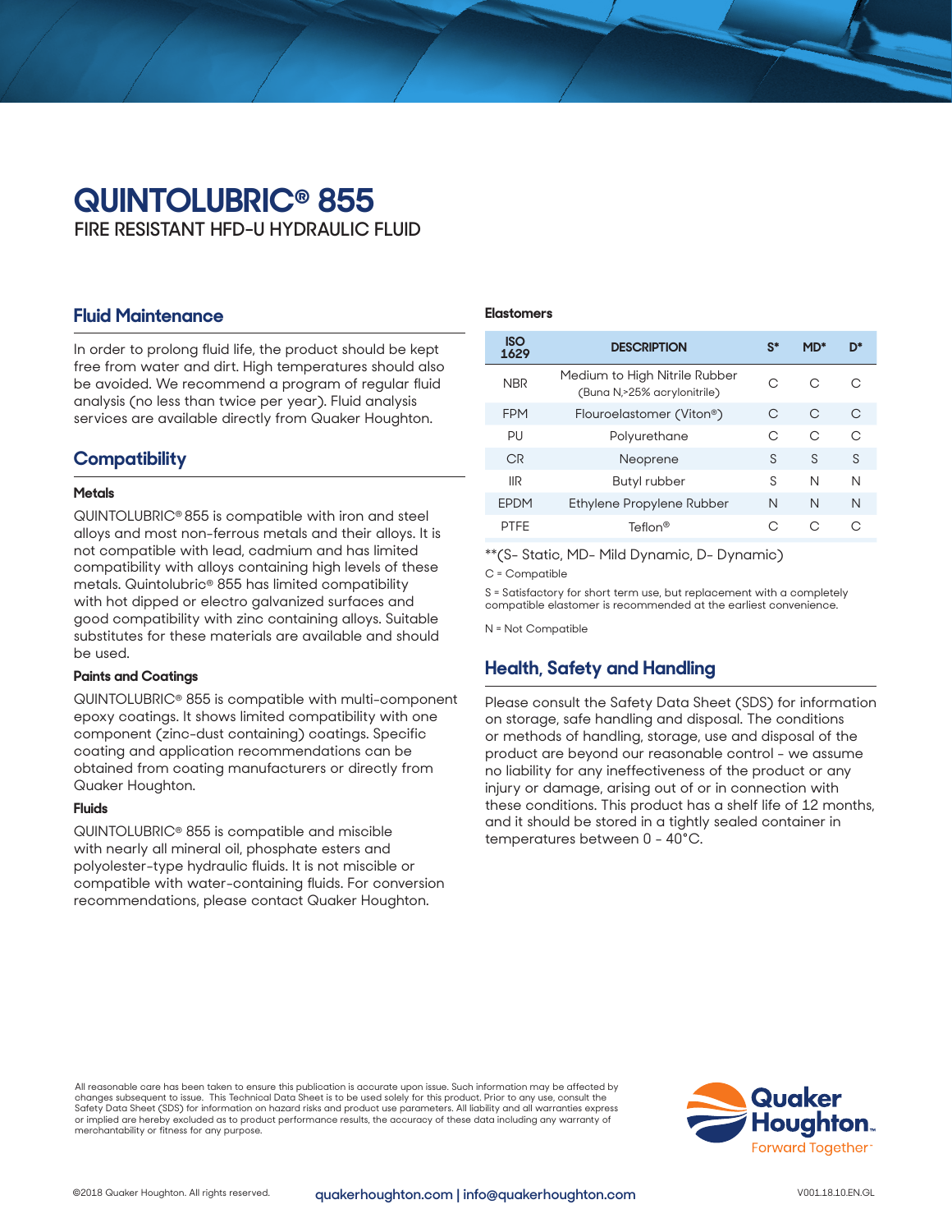# QUINTOLUBRIC® 855

FIRE RESISTANT HFD-U HYDRAULIC FLUID

## Fluid Maintenance

In order to prolong fluid life, the product should be kept free from water and dirt. High temperatures should also be avoided. We recommend a program of regular fluid analysis (no less than twice per year). Fluid analysis services are available directly from Quaker Houghton.

## Compatibility

### Metals

QUINTOLUBRIC® 855 is compatible with iron and steel alloys and most non-ferrous metals and their alloys. It is not compatible with lead, cadmium and has limited compatibility with alloys containing high levels of these metals. Quintolubric® 855 has limited compatibility with hot dipped or electro galvanized surfaces and good compatibility with zinc containing alloys. Suitable substitutes for these materials are available and should be used.

### Paints and Coatings

QUINTOLUBRIC® 855 is compatible with multi-component epoxy coatings. It shows limited compatibility with one component (zinc-dust containing) coatings. Specific coating and application recommendations can be obtained from coating manufacturers or directly from Quaker Houghton.

### Fluids

QUINTOLUBRIC® 855 is compatible and miscible with nearly all mineral oil, phosphate esters and polyolester-type hydraulic fluids. It is not miscible or compatible with water-containing fluids. For conversion recommendations, please contact Quaker Houghton.

### Elastomers

| ISO 1629 | DESCRIPTION | S* | MD* | D* |
|---|---|---|---|---|
| NBR | Medium to High Nitrile Rubber (Buna N,>25% acrylonitrile) | C | C | C |
| FPM | Flouroelastomer (Viton®) | C | C | C |
| PU | Polyurethane | C | C | C |
| CR | Neoprene | S | S | S |
| IIR | Butyl rubber | S | N | N |
| EPDM | Ethylene Propylene Rubber | N | N | N |
| PTFE | Teflon® | C | C | C |

**(S- Static, MD- Mild Dynamic, D- Dynamic)

C = Compatible

S = Satisfactory for short term use, but replacement with a completely compatible elastomer is recommended at the earliest convenience.

N = Not Compatible

## Health, Safety and Handling

Please consult the Safety Data Sheet (SDS) for information on storage, safe handling and disposal. The conditions or methods of handling, storage, use and disposal of the product are beyond our reasonable control - we assume no liability for any ineffectiveness of the product or any injury or damage, arising out of or in connection with these conditions. This product has a shelf life of 12 months, and it should be stored in a tightly sealed container in temperatures between 0 - 40°C.

All reasonable care has been taken to ensure this publication is accurate upon issue. Such information may be affected by changes subsequent to issue. This Technical Data Sheet is to be used solely for this product. Prior to any use, consult the Safety Data Sheet (SDS) for information on hazard risks and product use parameters. All liability and all warranties express or implied are hereby excluded as to product performance results, the accuracy of these data including any warranty of merchantability or fitness for any purpose.

Quaker Houghton
Forward Together™

©2018 Quaker Houghton. All rights reserved.

quakerhoughton.com | info@quakerhoughton.com

V001.18.10.EN.GL